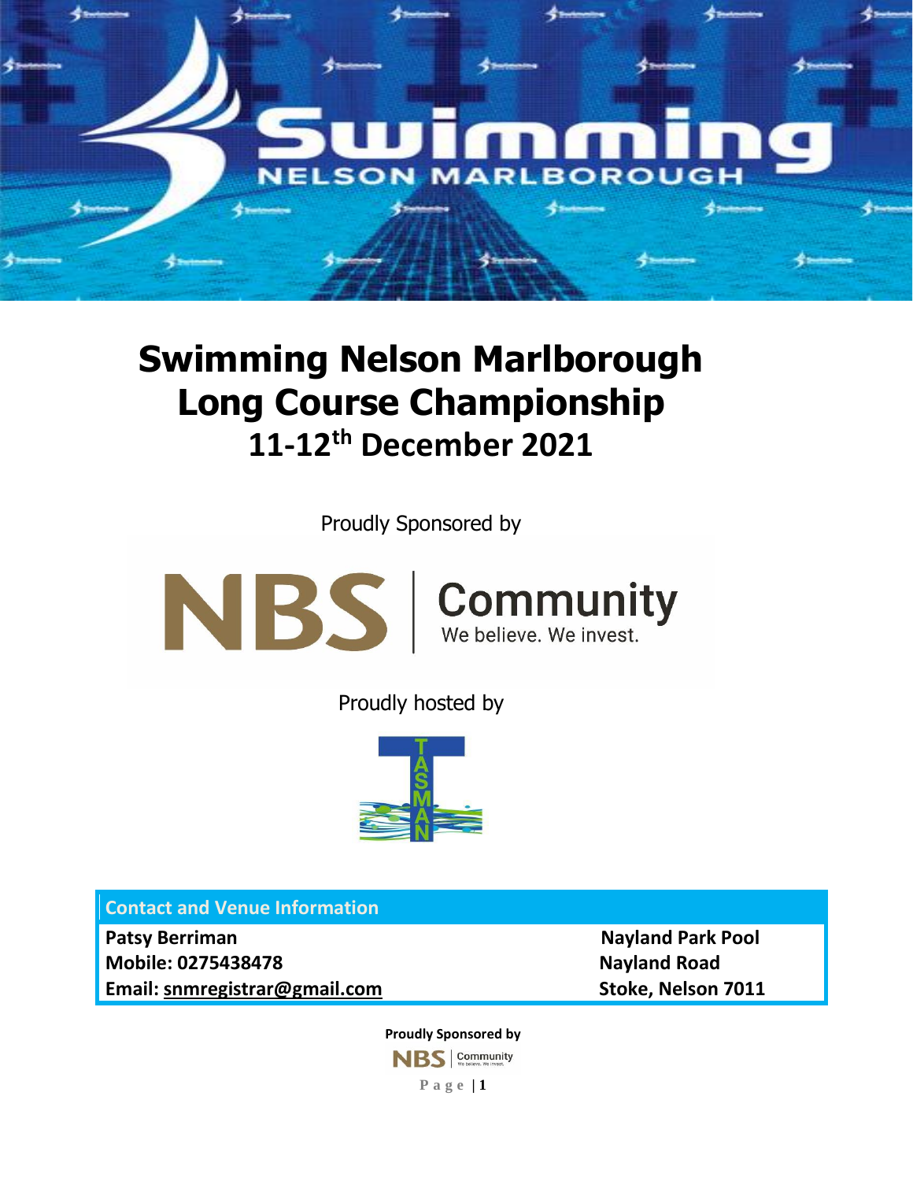# Swimming Nelson Marlborough Long Course Championship

## 11-12th December 2021

Proudly Sponsored by

Proudly hosted by

| Contact and Venue Information | |
| --- | --- |
| **Patsy Berriman** | **Nayland Park Pool** |
| **Mobile: 0275438478** | **Nayland Road** |
| **Email: snmregistrar@gmail.com** | **Stoke, Nelson 7011** |

**Proudly Sponsored by**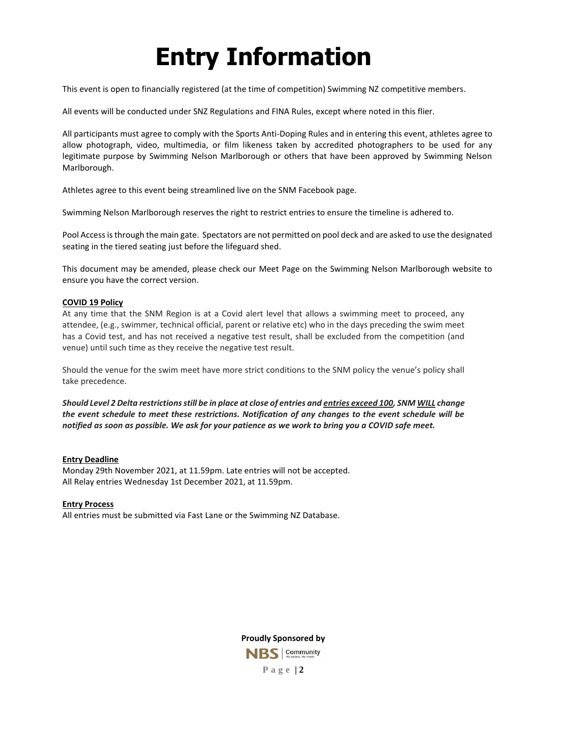# Entry Information

This event is open to financially registered (at the time of competition) Swimming NZ competitive members.

All events will be conducted under SNZ Regulations and FINA Rules, except where noted in this flier.

All participants must agree to comply with the Sports Anti-Doping Rules and in entering this event, athletes agree to allow photograph, video, multimedia, or film likeness taken by accredited photographers to be used for any legitimate purpose by Swimming Nelson Marlborough or others that have been approved by Swimming Nelson Marlborough.

Athletes agree to this event being streamlined live on the SNM Facebook page.

Swimming Nelson Marlborough reserves the right to restrict entries to ensure the timeline is adhered to.

Pool Access is through the main gate. Spectators are not permitted on pool deck and are asked to use the designated seating in the tiered seating just before the lifeguard shed.

This document may be amended, please check our Meet Page on the Swimming Nelson Marlborough website to ensure you have the correct version.

**COVID 19 Policy**

At any time that the SNM Region is at a Covid alert level that allows a swimming meet to proceed, any attendee, (e.g., swimmer, technical official, parent or relative etc) who in the days preceding the swim meet has a Covid test, and has not received a negative test result, shall be excluded from the competition (and venue) until such time as they receive the negative test result.

Should the venue for the swim meet have more strict conditions to the SNM policy the venue's policy shall take precedence.

***Should Level 2 Delta restrictions still be in place at close of entries and entries exceed 100, SNM WILL change the event schedule to meet these restrictions. Notification of any changes to the event schedule will be notified as soon as possible. We ask for your patience as we work to bring you a COVID safe meet.***

**Entry Deadline**

Monday 29th November 2021, at 11.59pm. Late entries will not be accepted.
All Relay entries Wednesday 1st December 2021, at 11.59pm.

**Entry Process**

All entries must be submitted via Fast Lane or the Swimming NZ Database.

**Proudly Sponsored by**

NBS | Community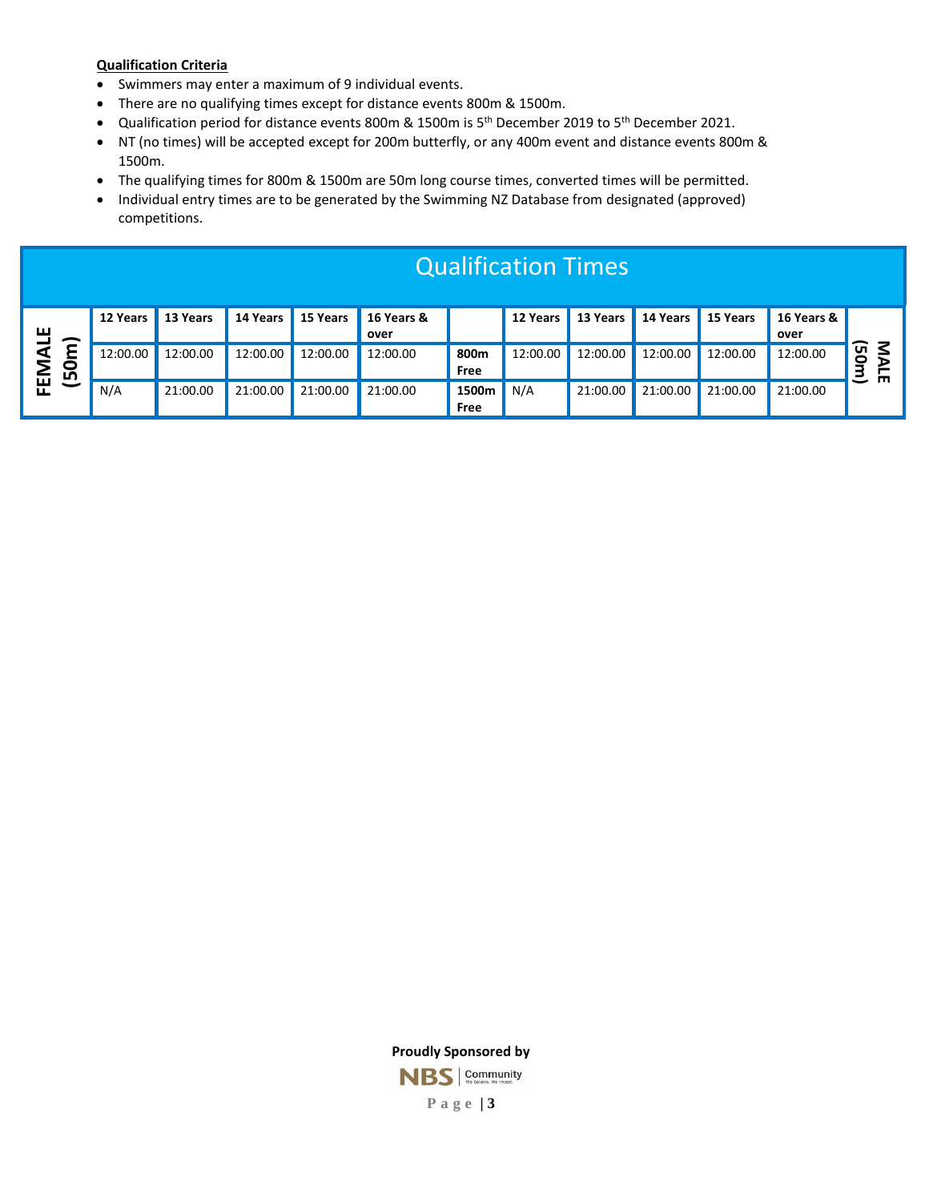**Qualification Criteria**

- Swimmers may enter a maximum of 9 individual events.
- There are no qualifying times except for distance events 800m & 1500m.
- Qualification period for distance events 800m & 1500m is 5th December 2019 to 5th December 2021.
- NT (no times) will be accepted except for 200m butterfly, or any 400m event and distance events 800m & 1500m.
- The qualifying times for 800m & 1500m are 50m long course times, converted times will be permitted.
- Individual entry times are to be generated by the Swimming NZ Database from designated (approved) competitions.

## Qualification Times

| FEMALE (50m) | 12 Years | 13 Years | 14 Years | 15 Years | 16 Years & over | | 12 Years | 13 Years | 14 Years | 15 Years | 16 Years & over | MALE (50m) |
|---|---|---|---|---|---|---|---|---|---|---|---|---|
| | 12:00.00 | 12:00.00 | 12:00.00 | 12:00.00 | 12:00.00 | **800m Free** | 12:00.00 | 12:00.00 | 12:00.00 | 12:00.00 | 12:00.00 | |
| | N/A | 21:00.00 | 21:00.00 | 21:00.00 | 21:00.00 | **1500m Free** | N/A | 21:00.00 | 21:00.00 | 21:00.00 | 21:00.00 | |

**Proudly Sponsored by**

NBS | Community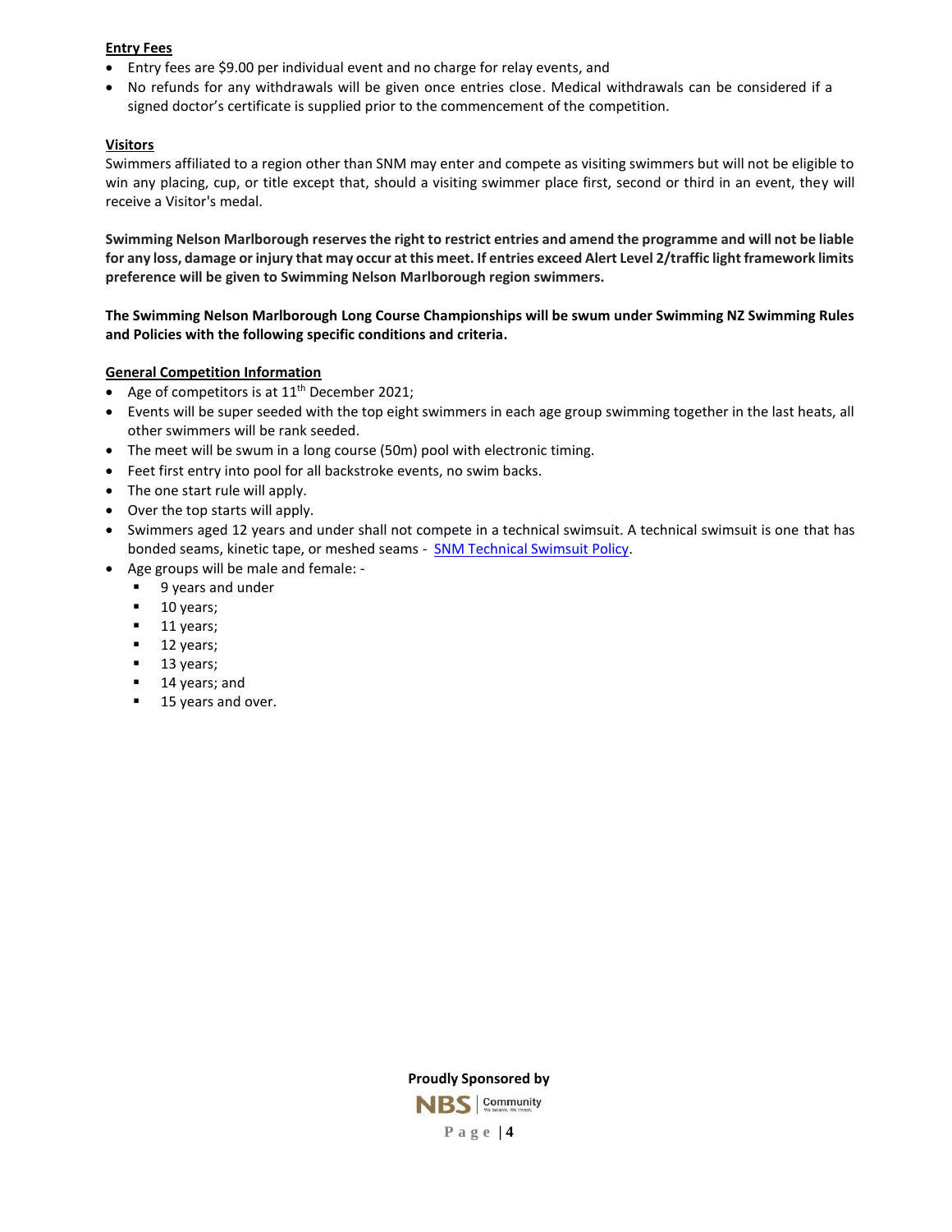**Entry Fees**

- Entry fees are $9.00 per individual event and no charge for relay events, and
- No refunds for any withdrawals will be given once entries close. Medical withdrawals can be considered if a signed doctor's certificate is supplied prior to the commencement of the competition.

**Visitors**

Swimmers affiliated to a region other than SNM may enter and compete as visiting swimmers but will not be eligible to win any placing, cup, or title except that, should a visiting swimmer place first, second or third in an event, they will receive a Visitor's medal.

**Swimming Nelson Marlborough reserves the right to restrict entries and amend the programme and will not be liable for any loss, damage or injury that may occur at this meet. If entries exceed Alert Level 2/traffic light framework limits preference will be given to Swimming Nelson Marlborough region swimmers.**

**The Swimming Nelson Marlborough Long Course Championships will be swum under Swimming NZ Swimming Rules and Policies with the following specific conditions and criteria.**

**General Competition Information**

- Age of competitors is at 11th December 2021;
- Events will be super seeded with the top eight swimmers in each age group swimming together in the last heats, all other swimmers will be rank seeded.
- The meet will be swum in a long course (50m) pool with electronic timing.
- Feet first entry into pool for all backstroke events, no swim backs.
- The one start rule will apply.
- Over the top starts will apply.
- Swimmers aged 12 years and under shall not compete in a technical swimsuit. A technical swimsuit is one that has bonded seams, kinetic tape, or meshed seams - SNM Technical Swimsuit Policy.
- Age groups will be male and female: -
  - 9 years and under
  - 10 years;
  - 11 years;
  - 12 years;
  - 13 years;
  - 14 years; and
  - 15 years and over.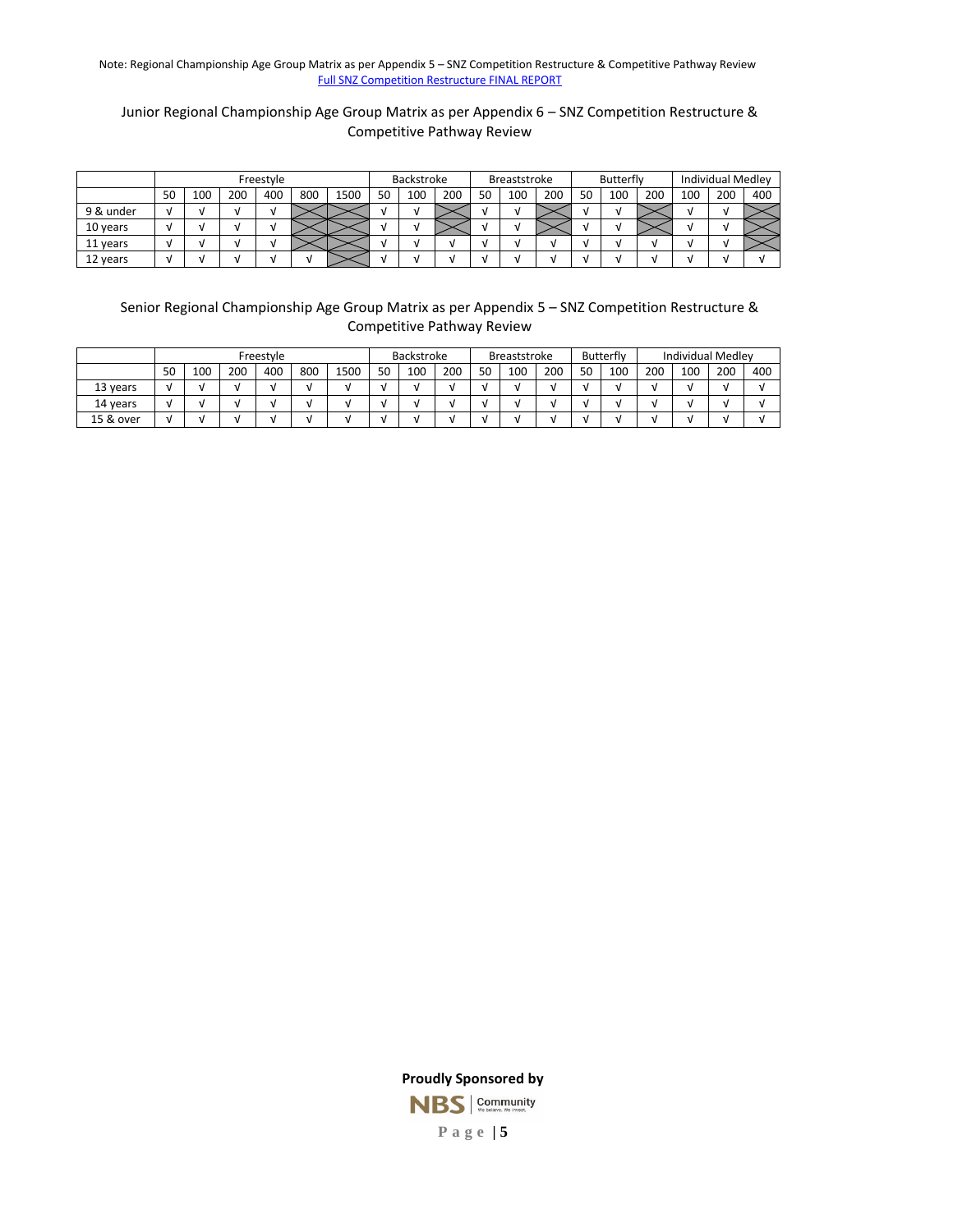Note: Regional Championship Age Group Matrix as per Appendix 5 – SNZ Competition Restructure & Competitive Pathway Review
[Full SNZ Competition Restructure FINAL REPORT]()

Junior Regional Championship Age Group Matrix as per Appendix 6 – SNZ Competition Restructure & Competitive Pathway Review

| | Freestyle | | | | | | Backstroke | | | Breaststroke | | | Butterfly | | | Individual Medley | | |
|---|---|---|---|---|---|---|---|---|---|---|---|---|---|---|---|---|---|---|
| | 50 | 100 | 200 | 400 | 800 | 1500 | 50 | 100 | 200 | 50 | 100 | 200 | 50 | 100 | 200 | 100 | 200 | 400 |
| 9 & under | √ | √ | √ | √ | | | √ | √ | | √ | √ | | √ | √ | | √ | √ | |
| 10 years | √ | √ | √ | √ | | | √ | √ | | √ | √ | | √ | √ | | √ | √ | |
| 11 years | √ | √ | √ | √ | | | √ | √ | √ | √ | √ | √ | √ | √ | √ | √ | √ | |
| 12 years | √ | √ | √ | √ | √ | | √ | √ | √ | √ | √ | √ | √ | √ | √ | √ | √ | √ |

Senior Regional Championship Age Group Matrix as per Appendix 5 – SNZ Competition Restructure & Competitive Pathway Review

| | Freestyle | | | | | | Backstroke | | | Breaststroke | | | Butterfly | | | Individual Medley | | |
|---|---|---|---|---|---|---|---|---|---|---|---|---|---|---|---|---|---|---|
| | 50 | 100 | 200 | 400 | 800 | 1500 | 50 | 100 | 200 | 50 | 100 | 200 | 50 | 100 | 200 | 100 | 200 | 400 |
| 13 years | √ | √ | √ | √ | √ | √ | √ | √ | √ | √ | √ | √ | √ | √ | √ | √ | √ | √ |
| 14 years | √ | √ | √ | √ | √ | √ | √ | √ | √ | √ | √ | √ | √ | √ | √ | √ | √ | √ |
| 15 & over | √ | √ | √ | √ | √ | √ | √ | √ | √ | √ | √ | √ | √ | √ | √ | √ | √ | √ |

**Proudly Sponsored by**

NBS | Community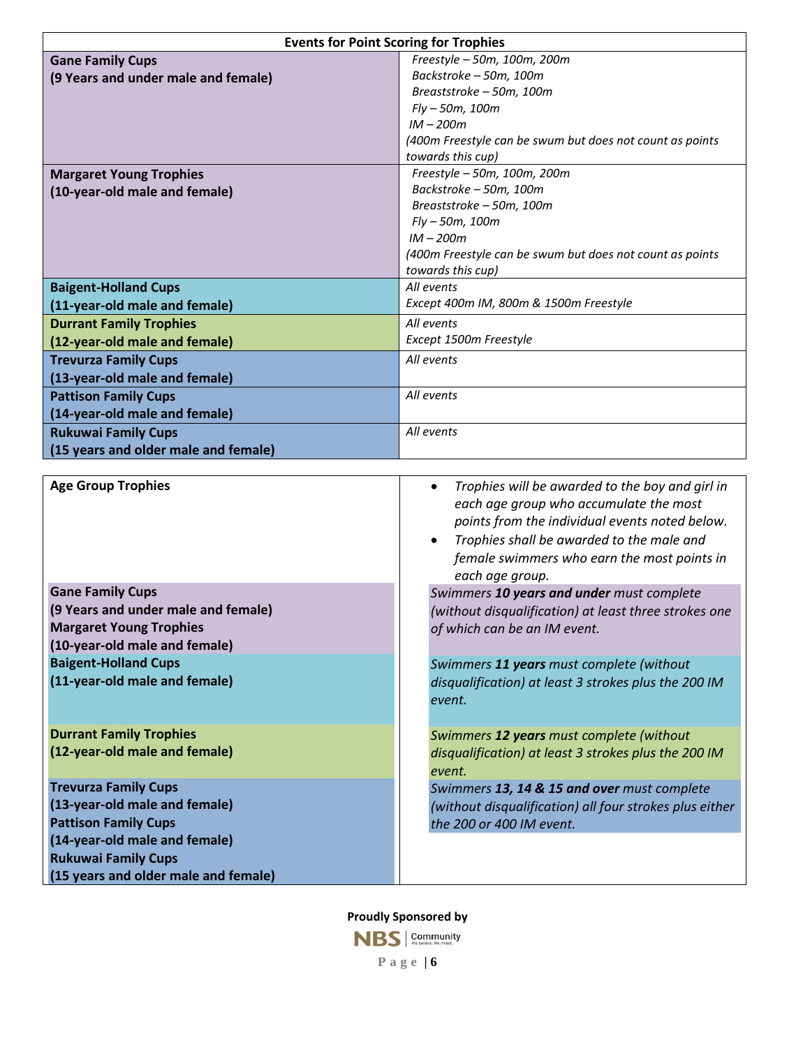| Events for Point Scoring for Trophies | |
|---|---|
| **Gane Family Cups**<br>**(9 Years and under male and female)** | *Freestyle – 50m, 100m, 200m*<br>*Backstroke – 50m, 100m*<br>*Breaststroke – 50m, 100m*<br>*Fly – 50m, 100m*<br>*IM – 200m*<br>*(400m Freestyle can be swum but does not count as points towards this cup)* |
| **Margaret Young Trophies**<br>**(10-year-old male and female)** | *Freestyle – 50m, 100m, 200m*<br>*Backstroke – 50m, 100m*<br>*Breaststroke – 50m, 100m*<br>*Fly – 50m, 100m*<br>*IM – 200m*<br>*(400m Freestyle can be swum but does not count as points towards this cup)* |
| **Baigent-Holland Cups**<br>**(11-year-old male and female)** | *All events*<br>*Except 400m IM, 800m & 1500m Freestyle* |
| **Durrant Family Trophies**<br>**(12-year-old male and female)** | *All events*<br>*Except 1500m Freestyle* |
| **Trevurza Family Cups**<br>**(13-year-old male and female)** | *All events* |
| **Pattison Family Cups**<br>**(14-year-old male and female)** | *All events* |
| **Rukuwai Family Cups**<br>**(15 years and older male and female)** | *All events* |

| **Age Group Trophies** | • *Trophies will be awarded to the boy and girl in each age group who accumulate the most points from the individual events noted below.*<br>• *Trophies shall be awarded to the male and female swimmers who earn the most points in each age group.* |
|---|---|
| **Gane Family Cups**<br>**(9 Years and under male and female)**<br>**Margaret Young Trophies**<br>**(10-year-old male and female)** | *Swimmers **10 years and under** must complete (without disqualification) at least three strokes one of which can be an IM event.* |
| **Baigent-Holland Cups**<br>**(11-year-old male and female)** | *Swimmers **11 years** must complete (without disqualification) at least 3 strokes plus the 200 IM event.* |
| **Durrant Family Trophies**<br>**(12-year-old male and female)** | *Swimmers **12 years** must complete (without disqualification) at least 3 strokes plus the 200 IM event.* |
| **Trevurza Family Cups**<br>**(13-year-old male and female)**<br>**Pattison Family Cups**<br>**(14-year-old male and female)**<br>**Rukuwai Family Cups**<br>**(15 years and older male and female)** | *Swimmers **13, 14 & 15 and over** must complete (without disqualification) all four strokes plus either the 200 or 400 IM event.* |

**Proudly Sponsored by**

NBS | Community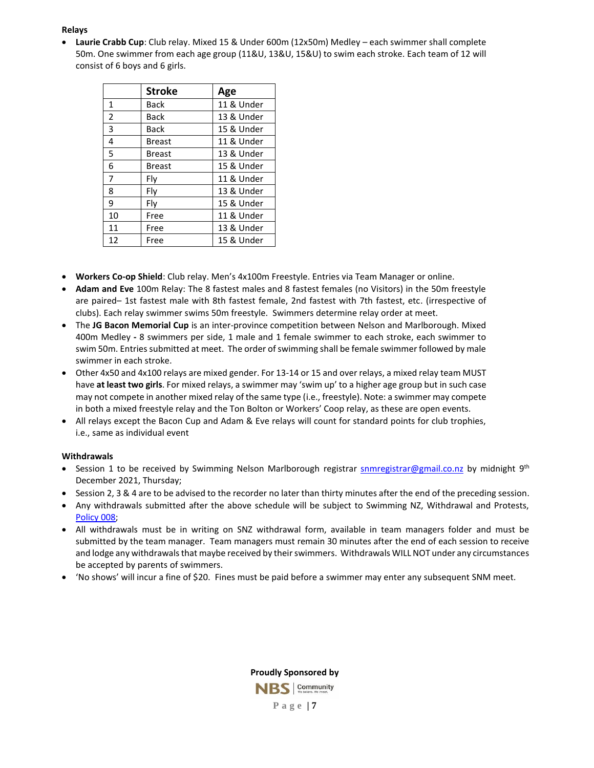**Relays**

- **Laurie Crabb Cup**: Club relay. Mixed 15 & Under 600m (12x50m) Medley – each swimmer shall complete 50m. One swimmer from each age group (11&U, 13&U, 15&U) to swim each stroke. Each team of 12 will consist of 6 boys and 6 girls.

| | Stroke | Age |
|---|---|---|
| 1 | Back | 11 & Under |
| 2 | Back | 13 & Under |
| 3 | Back | 15 & Under |
| 4 | Breast | 11 & Under |
| 5 | Breast | 13 & Under |
| 6 | Breast | 15 & Under |
| 7 | Fly | 11 & Under |
| 8 | Fly | 13 & Under |
| 9 | Fly | 15 & Under |
| 10 | Free | 11 & Under |
| 11 | Free | 13 & Under |
| 12 | Free | 15 & Under |

- **Workers Co-op Shield**: Club relay. Men's 4x100m Freestyle. Entries via Team Manager or online.
- **Adam and Eve** 100m Relay: The 8 fastest males and 8 fastest females (no Visitors) in the 50m freestyle are paired– 1st fastest male with 8th fastest female, 2nd fastest with 7th fastest, etc. (irrespective of clubs). Each relay swimmer swims 50m freestyle. Swimmers determine relay order at meet.
- The **JG Bacon Memorial Cup** is an inter-province competition between Nelson and Marlborough. Mixed 400m Medley **-** 8 swimmers per side, 1 male and 1 female swimmer to each stroke, each swimmer to swim 50m. Entries submitted at meet. The order of swimming shall be female swimmer followed by male swimmer in each stroke.
- Other 4x50 and 4x100 relays are mixed gender. For 13-14 or 15 and over relays, a mixed relay team MUST have **at least two girls**. For mixed relays, a swimmer may 'swim up' to a higher age group but in such case may not compete in another mixed relay of the same type (i.e., freestyle). Note: a swimmer may compete in both a mixed freestyle relay and the Ton Bolton or Workers' Coop relay, as these are open events.
- All relays except the Bacon Cup and Adam & Eve relays will count for standard points for club trophies, i.e., same as individual event

**Withdrawals**

- Session 1 to be received by Swimming Nelson Marlborough registrar snmregistrar@gmail.co.nz by midnight 9th December 2021, Thursday;
- Session 2, 3 & 4 are to be advised to the recorder no later than thirty minutes after the end of the preceding session.
- Any withdrawals submitted after the above schedule will be subject to Swimming NZ, Withdrawal and Protests, Policy 008;
- All withdrawals must be in writing on SNZ withdrawal form, available in team managers folder and must be submitted by the team manager. Team managers must remain 30 minutes after the end of each session to receive and lodge any withdrawals that maybe received by their swimmers. Withdrawals WILL NOT under any circumstances be accepted by parents of swimmers.
- 'No shows' will incur a fine of $20. Fines must be paid before a swimmer may enter any subsequent SNM meet.

**Proudly Sponsored by**

NBS Community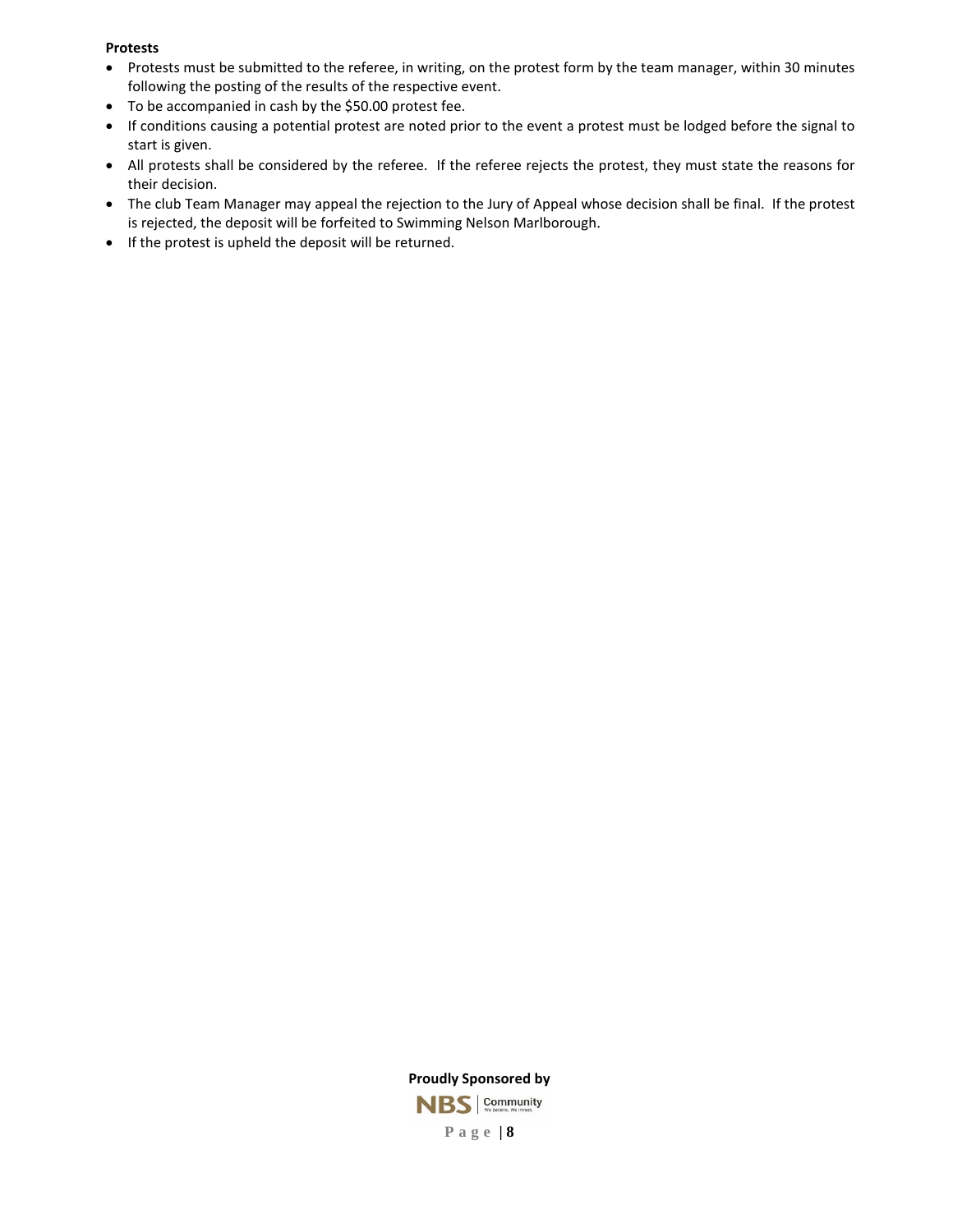**Protests**

- Protests must be submitted to the referee, in writing, on the protest form by the team manager, within 30 minutes following the posting of the results of the respective event.
- To be accompanied in cash by the $50.00 protest fee.
- If conditions causing a potential protest are noted prior to the event a protest must be lodged before the signal to start is given.
- All protests shall be considered by the referee. If the referee rejects the protest, they must state the reasons for their decision.
- The club Team Manager may appeal the rejection to the Jury of Appeal whose decision shall be final. If the protest is rejected, the deposit will be forfeited to Swimming Nelson Marlborough.
- If the protest is upheld the deposit will be returned.

**Proudly Sponsored by**

NBS | Community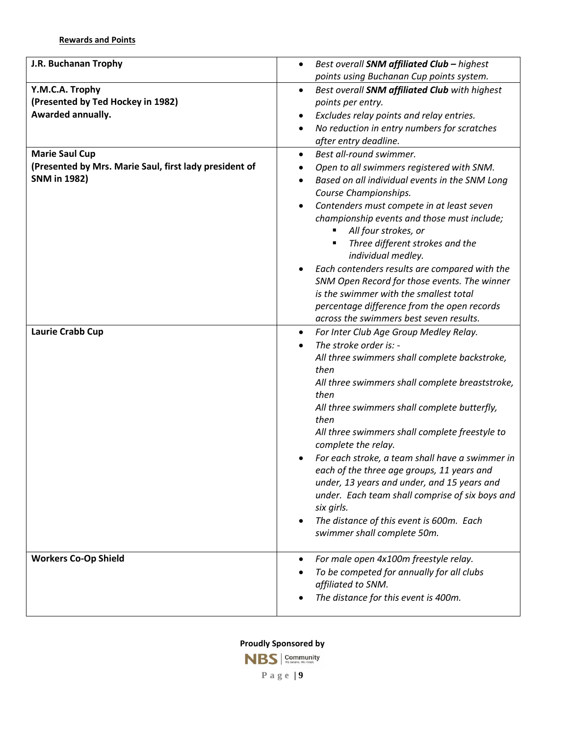**Rewards and Points**

| | |
|---|---|
| **J.R. Buchanan Trophy** | • *Best overall **SNM affiliated Club** – highest points using Buchanan Cup points system.* |
| **Y.M.C.A. Trophy**<br>**(Presented by Ted Hockey in 1982)**<br>**Awarded annually.** | • *Best overall **SNM affiliated Club** with highest points per entry.*<br>• *Excludes relay points and relay entries.*<br>• *No reduction in entry numbers for scratches after entry deadline.* |
| **Marie Saul Cup**<br>**(Presented by Mrs. Marie Saul, first lady president of SNM in 1982)** | • *Best all-round swimmer.*<br>• *Open to all swimmers registered with SNM.*<br>• *Based on all individual events in the SNM Long Course Championships.*<br>• *Contenders must compete in at least seven championship events and those must include;*<br>&nbsp;&nbsp;&nbsp;&nbsp;▪ *All four strokes, or*<br>&nbsp;&nbsp;&nbsp;&nbsp;▪ *Three different strokes and the individual medley.*<br>• *Each contenders results are compared with the SNM Open Record for those events. The winner is the swimmer with the smallest total percentage difference from the open records across the swimmers best seven results.* |
| **Laurie Crabb Cup** | • *For Inter Club Age Group Medley Relay.*<br>• *The stroke order is: -*<br>*All three swimmers shall complete backstroke, then*<br>*All three swimmers shall complete breaststroke, then*<br>*All three swimmers shall complete butterfly, then*<br>*All three swimmers shall complete freestyle to complete the relay.*<br>• *For each stroke, a team shall have a swimmer in each of the three age groups, 11 years and under, 13 years and under, and 15 years and under. Each team shall comprise of six boys and six girls.*<br>• *The distance of this event is 600m. Each swimmer shall complete 50m.* |
| **Workers Co-Op Shield** | • *For male open 4x100m freestyle relay.*<br>• *To be competed for annually for all clubs affiliated to SNM.*<br>• *The distance for this event is 400m.* |

**Proudly Sponsored by**

NBS | Community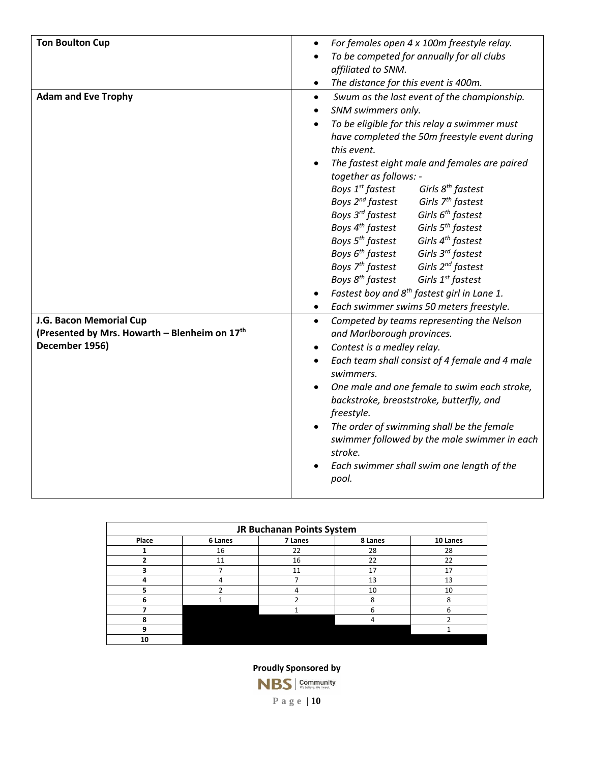| | |
|---|---|
| **Ton Boulton Cup** | • *For females open 4 x 100m freestyle relay.*<br>• *To be competed for annually for all clubs affiliated to SNM.*<br>• *The distance for this event is 400m.* |
| **Adam and Eve Trophy** | • *Swum as the last event of the championship.*<br>• *SNM swimmers only.*<br>• *To be eligible for this relay a swimmer must have completed the 50m freestyle event during this event.*<br>• *The fastest eight male and females are paired together as follows: -*<br>*Boys 1st fastest — Girls 8th fastest*<br>*Boys 2nd fastest — Girls 7th fastest*<br>*Boys 3rd fastest — Girls 6th fastest*<br>*Boys 4th fastest — Girls 5th fastest*<br>*Boys 5th fastest — Girls 4th fastest*<br>*Boys 6th fastest — Girls 3rd fastest*<br>*Boys 7th fastest — Girls 2nd fastest*<br>*Boys 8th fastest — Girls 1st fastest*<br>• *Fastest boy and 8th fastest girl in Lane 1.*<br>• *Each swimmer swims 50 meters freestyle.* |
| **J.G. Bacon Memorial Cup**<br>**(Presented by Mrs. Howarth – Blenheim on 17th December 1956)** | • *Competed by teams representing the Nelson and Marlborough provinces.*<br>• *Contest is a medley relay.*<br>• *Each team shall consist of 4 female and 4 male swimmers.*<br>• *One male and one female to swim each stroke, backstroke, breaststroke, butterfly, and freestyle.*<br>• *The order of swimming shall be the female swimmer followed by the male swimmer in each stroke.*<br>• *Each swimmer shall swim one length of the pool.* |

**JR Buchanan Points System**

| Place | 6 Lanes | 7 Lanes | 8 Lanes | 10 Lanes |
|---|---|---|---|---|
| 1 | 16 | 22 | 28 | 28 |
| 2 | 11 | 16 | 22 | 22 |
| 3 | 7 | 11 | 17 | 17 |
| 4 | 4 | 7 | 13 | 13 |
| 5 | 2 | 4 | 10 | 10 |
| 6 | 1 | 2 | 8 | 8 |
| 7 | | 1 | 6 | 6 |
| 8 | | | 4 | 2 |
| 9 | | | | 1 |
| 10 | | | | |

**Proudly Sponsored by**

NBS Community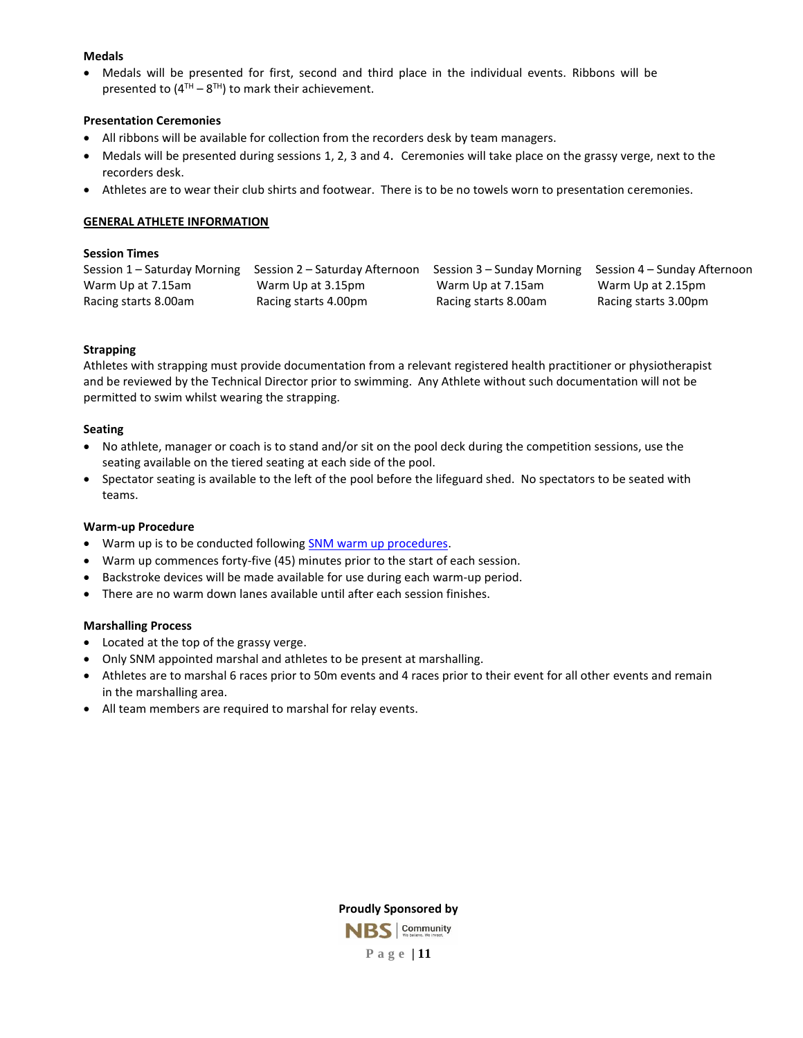**Medals**

- Medals will be presented for first, second and third place in the individual events. Ribbons will be presented to ($4^{TH} – 8^{TH}$) to mark their achievement.

**Presentation Ceremonies**

- All ribbons will be available for collection from the recorders desk by team managers.
- Medals will be presented during sessions 1, 2, 3 and 4. Ceremonies will take place on the grassy verge, next to the recorders desk.
- Athletes are to wear their club shirts and footwear. There is to be no towels worn to presentation ceremonies.

## GENERAL ATHLETE INFORMATION

**Session Times**

| Session 1 – Saturday Morning | Session 2 – Saturday Afternoon | Session 3 – Sunday Morning | Session 4 – Sunday Afternoon |
|---|---|---|---|
| Warm Up at 7.15am | Warm Up at 3.15pm | Warm Up at 7.15am | Warm Up at 2.15pm |
| Racing starts 8.00am | Racing starts 4.00pm | Racing starts 8.00am | Racing starts 3.00pm |

**Strapping**

Athletes with strapping must provide documentation from a relevant registered health practitioner or physiotherapist and be reviewed by the Technical Director prior to swimming. Any Athlete without such documentation will not be permitted to swim whilst wearing the strapping.

**Seating**

- No athlete, manager or coach is to stand and/or sit on the pool deck during the competition sessions, use the seating available on the tiered seating at each side of the pool.
- Spectator seating is available to the left of the pool before the lifeguard shed. No spectators to be seated with teams.

**Warm-up Procedure**

- Warm up is to be conducted following SNM warm up procedures.
- Warm up commences forty-five (45) minutes prior to the start of each session.
- Backstroke devices will be made available for use during each warm-up period.
- There are no warm down lanes available until after each session finishes.

**Marshalling Process**

- Located at the top of the grassy verge.
- Only SNM appointed marshal and athletes to be present at marshalling.
- Athletes are to marshal 6 races prior to 50m events and 4 races prior to their event for all other events and remain in the marshalling area.
- All team members are required to marshal for relay events.

**Proudly Sponsored by**

NBS | Community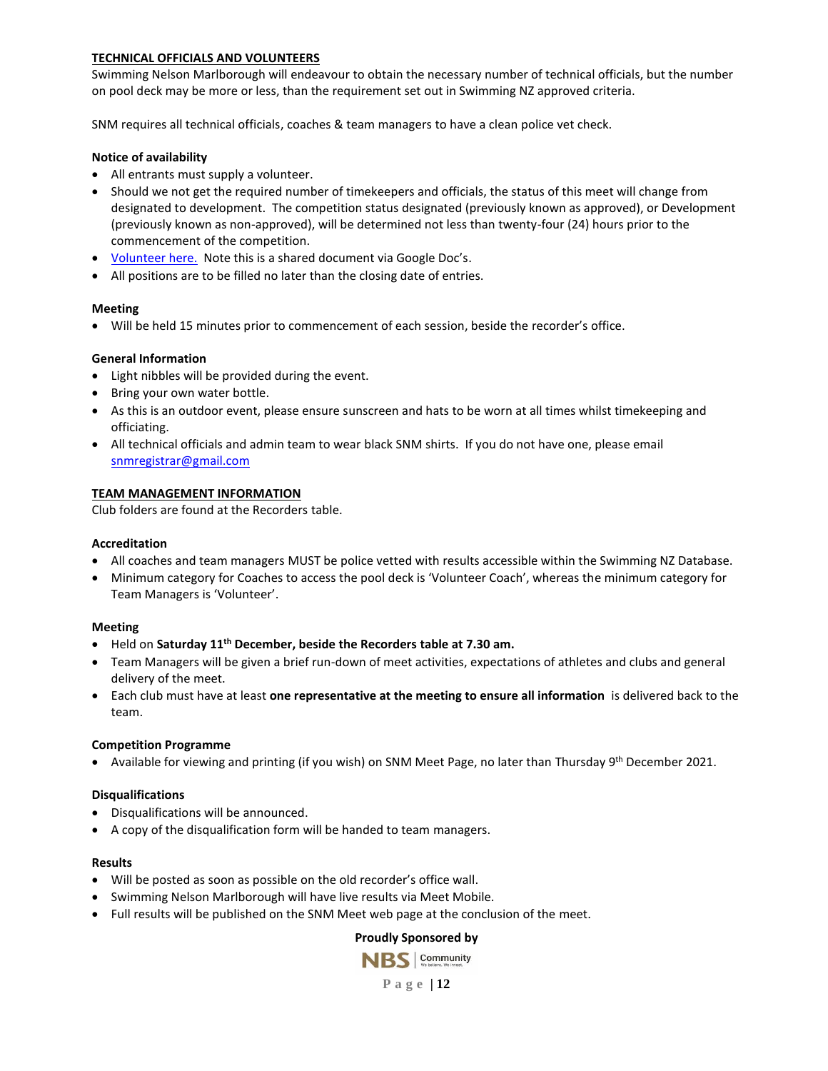## TECHNICAL OFFICIALS AND VOLUNTEERS

Swimming Nelson Marlborough will endeavour to obtain the necessary number of technical officials, but the number on pool deck may be more or less, than the requirement set out in Swimming NZ approved criteria.

SNM requires all technical officials, coaches & team managers to have a clean police vet check.

### Notice of availability

- All entrants must supply a volunteer.
- Should we not get the required number of timekeepers and officials, the status of this meet will change from designated to development. The competition status designated (previously known as approved), or Development (previously known as non-approved), will be determined not less than twenty-four (24) hours prior to the commencement of the competition.
- Volunteer here. Note this is a shared document via Google Doc's.
- All positions are to be filled no later than the closing date of entries.

### Meeting

- Will be held 15 minutes prior to commencement of each session, beside the recorder's office.

### General Information

- Light nibbles will be provided during the event.
- Bring your own water bottle.
- As this is an outdoor event, please ensure sunscreen and hats to be worn at all times whilst timekeeping and officiating.
- All technical officials and admin team to wear black SNM shirts. If you do not have one, please email snmregistrar@gmail.com

## TEAM MANAGEMENT INFORMATION

Club folders are found at the Recorders table.

### Accreditation

- All coaches and team managers MUST be police vetted with results accessible within the Swimming NZ Database.
- Minimum category for Coaches to access the pool deck is 'Volunteer Coach', whereas the minimum category for Team Managers is 'Volunteer'.

### Meeting

- Held on **Saturday 11th December, beside the Recorders table at 7.30 am.**
- Team Managers will be given a brief run-down of meet activities, expectations of athletes and clubs and general delivery of the meet.
- Each club must have at least **one representative at the meeting to ensure all information** is delivered back to the team.

### Competition Programme

- Available for viewing and printing (if you wish) on SNM Meet Page, no later than Thursday 9th December 2021.

### Disqualifications

- Disqualifications will be announced.
- A copy of the disqualification form will be handed to team managers.

### Results

- Will be posted as soon as possible on the old recorder's office wall.
- Swimming Nelson Marlborough will have live results via Meet Mobile.
- Full results will be published on the SNM Meet web page at the conclusion of the meet.

**Proudly Sponsored by**

NBS | Community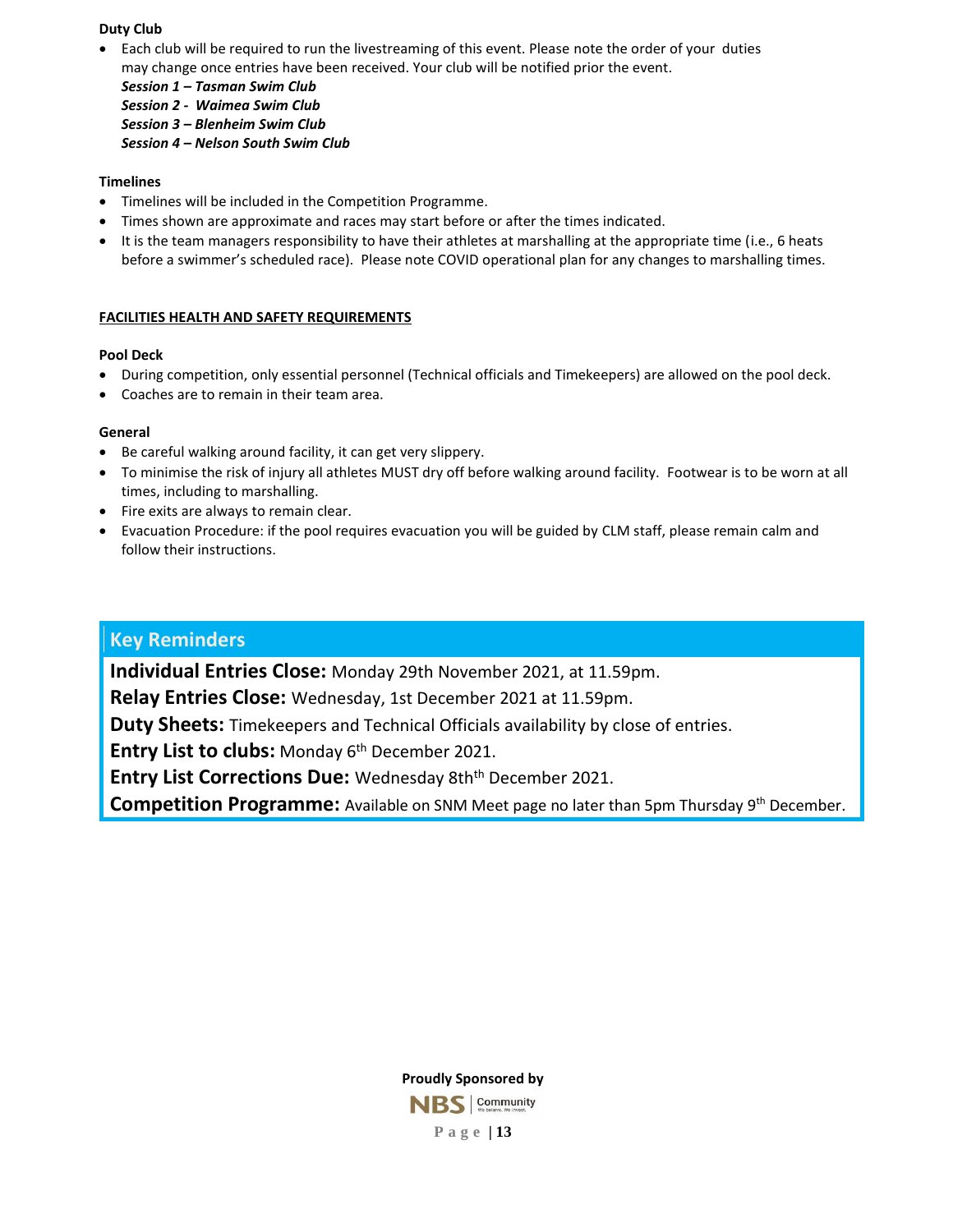**Duty Club**

- Each club will be required to run the livestreaming of this event. Please note the order of your duties may change once entries have been received. Your club will be notified prior the event.
  ***Session 1 – Tasman Swim Club***
  ***Session 2 - Waimea Swim Club***
  ***Session 3 – Blenheim Swim Club***
  ***Session 4 – Nelson South Swim Club***

**Timelines**

- Timelines will be included in the Competition Programme.
- Times shown are approximate and races may start before or after the times indicated.
- It is the team managers responsibility to have their athletes at marshalling at the appropriate time (i.e., 6 heats before a swimmer's scheduled race). Please note COVID operational plan for any changes to marshalling times.

## FACILITIES HEALTH AND SAFETY REQUIREMENTS

**Pool Deck**

- During competition, only essential personnel (Technical officials and Timekeepers) are allowed on the pool deck.
- Coaches are to remain in their team area.

**General**

- Be careful walking around facility, it can get very slippery.
- To minimise the risk of injury all athletes MUST dry off before walking around facility. Footwear is to be worn at all times, including to marshalling.
- Fire exits are always to remain clear.
- Evacuation Procedure: if the pool requires evacuation you will be guided by CLM staff, please remain calm and follow their instructions.

## Key Reminders

**Individual Entries Close:** Monday 29th November 2021, at 11.59pm.
**Relay Entries Close:** Wednesday, 1st December 2021 at 11.59pm.
**Duty Sheets:** Timekeepers and Technical Officials availability by close of entries.
**Entry List to clubs:** Monday 6th December 2021.
**Entry List Corrections Due:** Wednesday 8thth December 2021.
**Competition Programme:** Available on SNM Meet page no later than 5pm Thursday 9th December.

**Proudly Sponsored by**

NBS Community